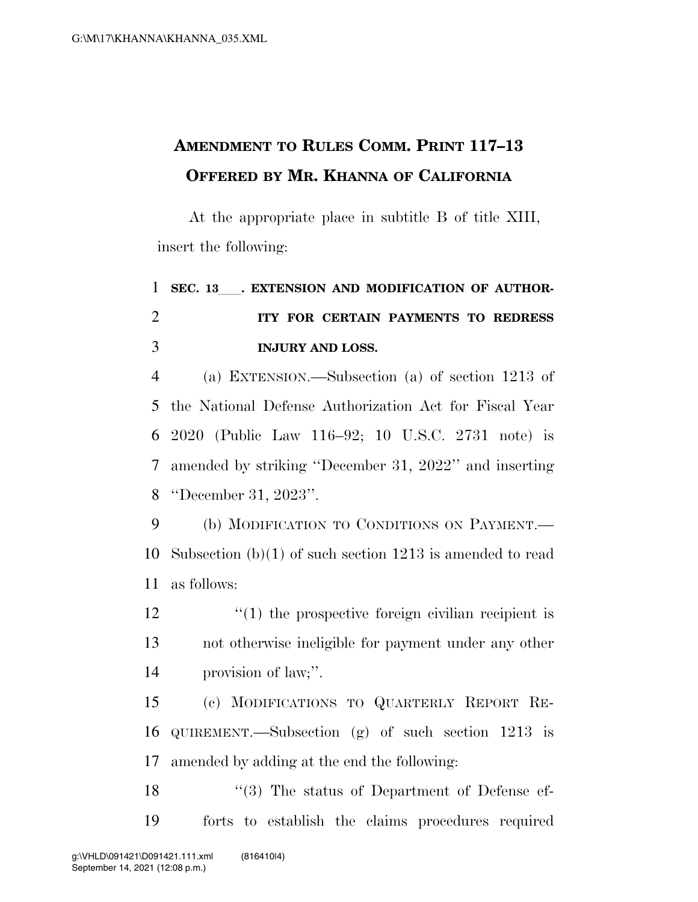**AMENDMENT TO RULES COMM. PRINT 117–13**
**OFFERED BY MR. KHANNA OF CALIFORNIA**

At the appropriate place in subtitle B of title XIII, insert the following:

**SEC. 13___. EXTENSION AND MODIFICATION OF AUTHORITY FOR CERTAIN PAYMENTS TO REDRESS INJURY AND LOSS.**

(a) EXTENSION.—Subsection (a) of section 1213 of the National Defense Authorization Act for Fiscal Year 2020 (Public Law 116–92; 10 U.S.C. 2731 note) is amended by striking ''December 31, 2022'' and inserting ''December 31, 2023''.

(b) MODIFICATION TO CONDITIONS ON PAYMENT.—Subsection (b)(1) of such section 1213 is amended to read as follows:

''(1) the prospective foreign civilian recipient is not otherwise ineligible for payment under any other provision of law;''.

(c) MODIFICATIONS TO QUARTERLY REPORT REQUIREMENT.—Subsection (g) of such section 1213 is amended by adding at the end the following:

''(3) The status of Department of Defense efforts to establish the claims procedures required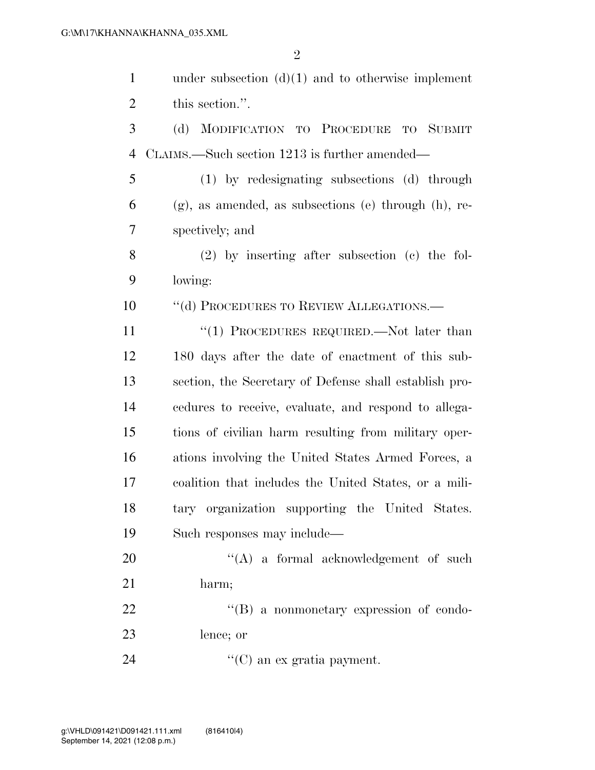under subsection (d)(1) and to otherwise implement this section.''.

(d) Modification to Procedure to Submit Claims.—Such section 1213 is further amended—

(1) by redesignating subsections (d) through (g), as amended, as subsections (e) through (h), respectively; and

(2) by inserting after subsection (c) the following:

''(d) Procedures to Review Allegations.—

''(1) Procedures required.—Not later than 180 days after the date of enactment of this subsection, the Secretary of Defense shall establish procedures to receive, evaluate, and respond to allegations of civilian harm resulting from military operations involving the United States Armed Forces, a coalition that includes the United States, or a military organization supporting the United States. Such responses may include—

''(A) a formal acknowledgement of such harm;

''(B) a nonmonetary expression of condolence; or

''(C) an ex gratia payment.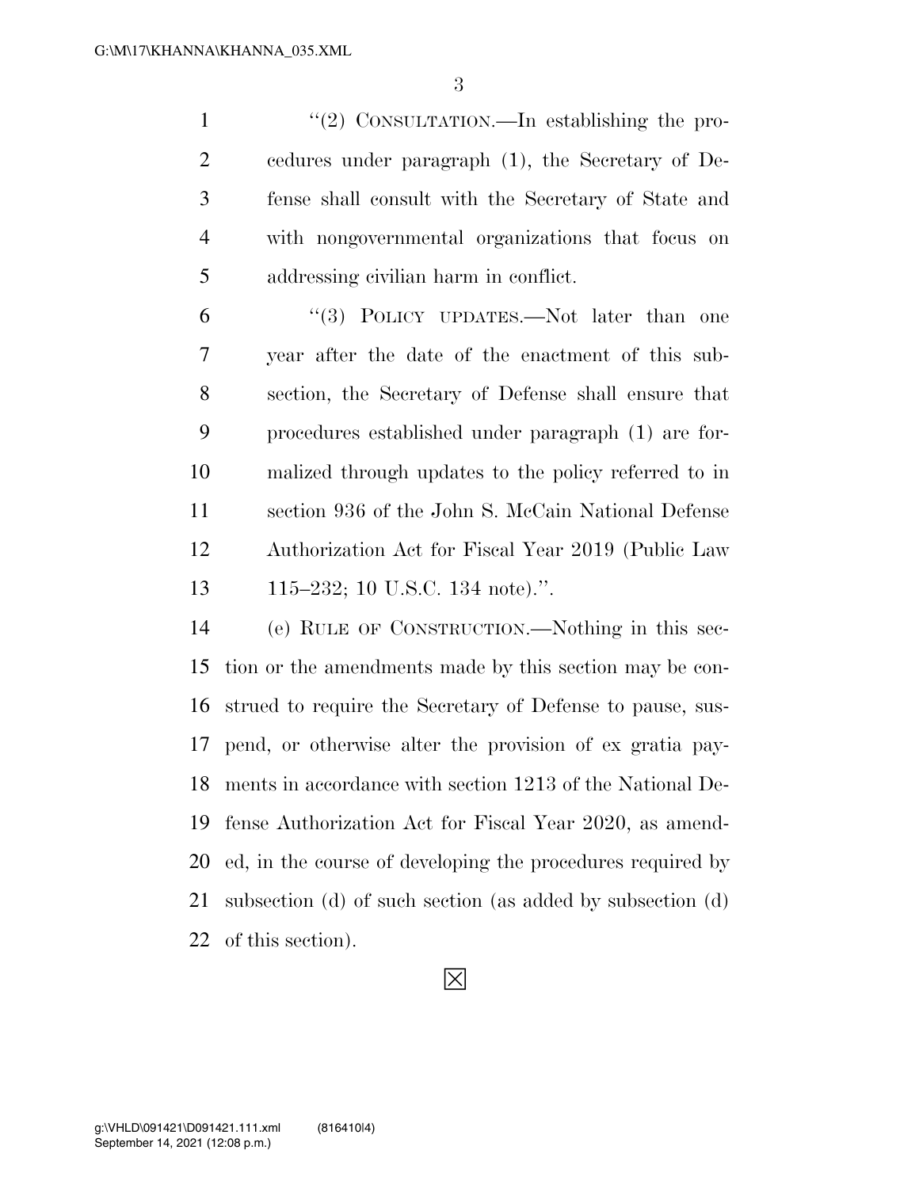"(2) CONSULTATION.—In establishing the procedures under paragraph (1), the Secretary of Defense shall consult with the Secretary of State and with nongovernmental organizations that focus on addressing civilian harm in conflict.

"(3) POLICY UPDATES.—Not later than one year after the date of the enactment of this subsection, the Secretary of Defense shall ensure that procedures established under paragraph (1) are formalized through updates to the policy referred to in section 936 of the John S. McCain National Defense Authorization Act for Fiscal Year 2019 (Public Law 115–232; 10 U.S.C. 134 note).".

(e) RULE OF CONSTRUCTION.—Nothing in this section or the amendments made by this section may be construed to require the Secretary of Defense to pause, suspend, or otherwise alter the provision of ex gratia payments in accordance with section 1213 of the National Defense Authorization Act for Fiscal Year 2020, as amended, in the course of developing the procedures required by subsection (d) of such section (as added by subsection (d) of this section).

☒